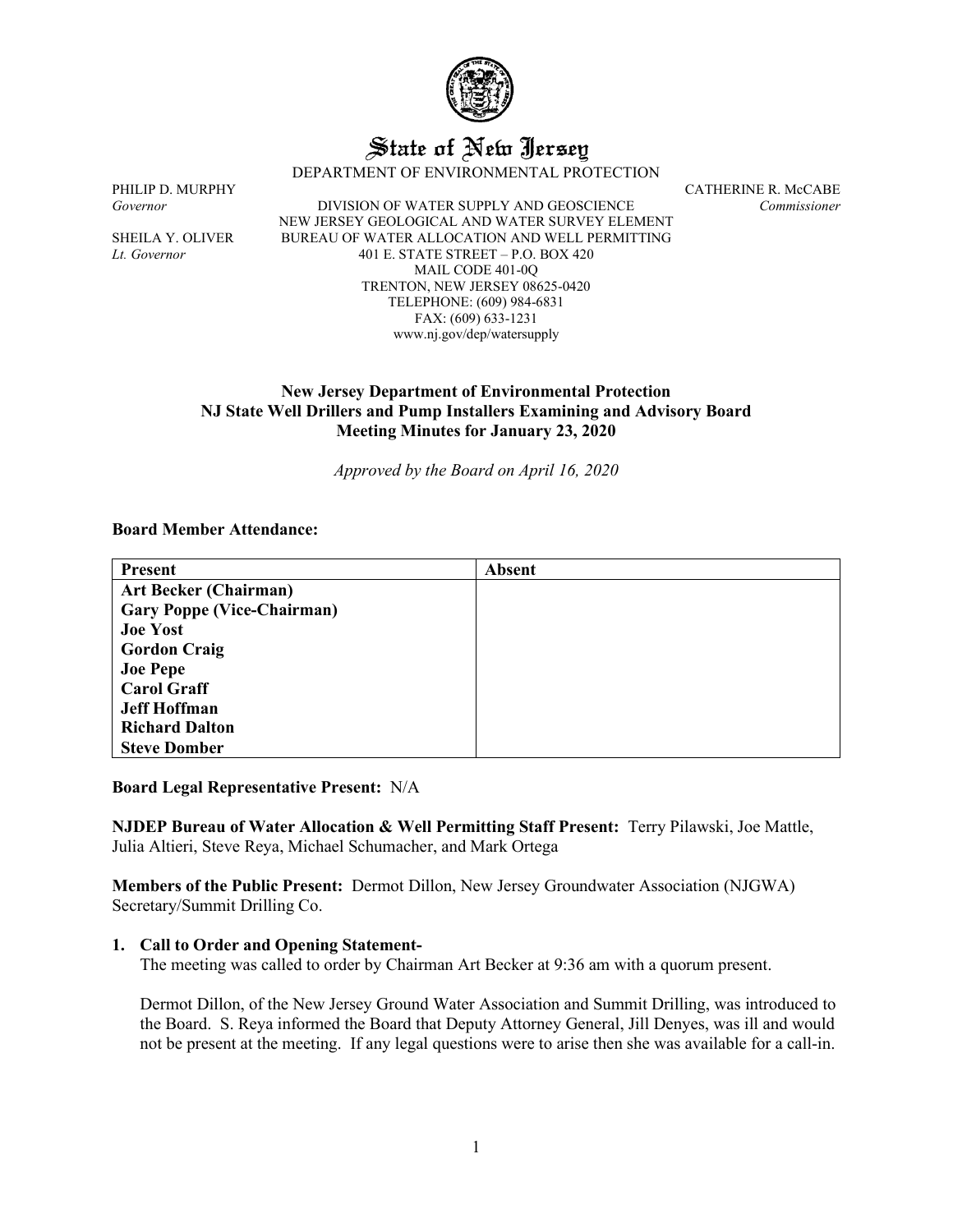# State of New Jersey

DEPARTMENT OF ENVIRONMENTAL PROTECTION

PHILIP D. MURPHY
*Governor*

SHEILA Y. OLIVER
*Lt. Governor*

DIVISION OF WATER SUPPLY AND GEOSCIENCE
NEW JERSEY GEOLOGICAL AND WATER SURVEY ELEMENT
BUREAU OF WATER ALLOCATION AND WELL PERMITTING
401 E. STATE STREET – P.O. BOX 420
MAIL CODE 401-0Q
TRENTON, NEW JERSEY 08625-0420
TELEPHONE: (609) 984-6831
FAX: (609) 633-1231
www.nj.gov/dep/watersupply

CATHERINE R. McCABE
*Commissioner*

**New Jersey Department of Environmental Protection**
**NJ State Well Drillers and Pump Installers Examining and Advisory Board**
**Meeting Minutes for January 23, 2020**

*Approved by the Board on April 16, 2020*

**Board Member Attendance:**

| Present | Absent |
|---|---|
| **Art Becker (Chairman)** | |
| **Gary Poppe (Vice-Chairman)** | |
| **Joe Yost** | |
| **Gordon Craig** | |
| **Joe Pepe** | |
| **Carol Graff** | |
| **Jeff Hoffman** | |
| **Richard Dalton** | |
| **Steve Domber** | |

**Board Legal Representative Present:** N/A

**NJDEP Bureau of Water Allocation & Well Permitting Staff Present:** Terry Pilawski, Joe Mattle, Julia Altieri, Steve Reya, Michael Schumacher, and Mark Ortega

**Members of the Public Present:** Dermot Dillon, New Jersey Groundwater Association (NJGWA) Secretary/Summit Drilling Co.

**1. Call to Order and Opening Statement-**

The meeting was called to order by Chairman Art Becker at 9:36 am with a quorum present.

Dermot Dillon, of the New Jersey Ground Water Association and Summit Drilling, was introduced to the Board. S. Reya informed the Board that Deputy Attorney General, Jill Denyes, was ill and would not be present at the meeting. If any legal questions were to arise then she was available for a call-in.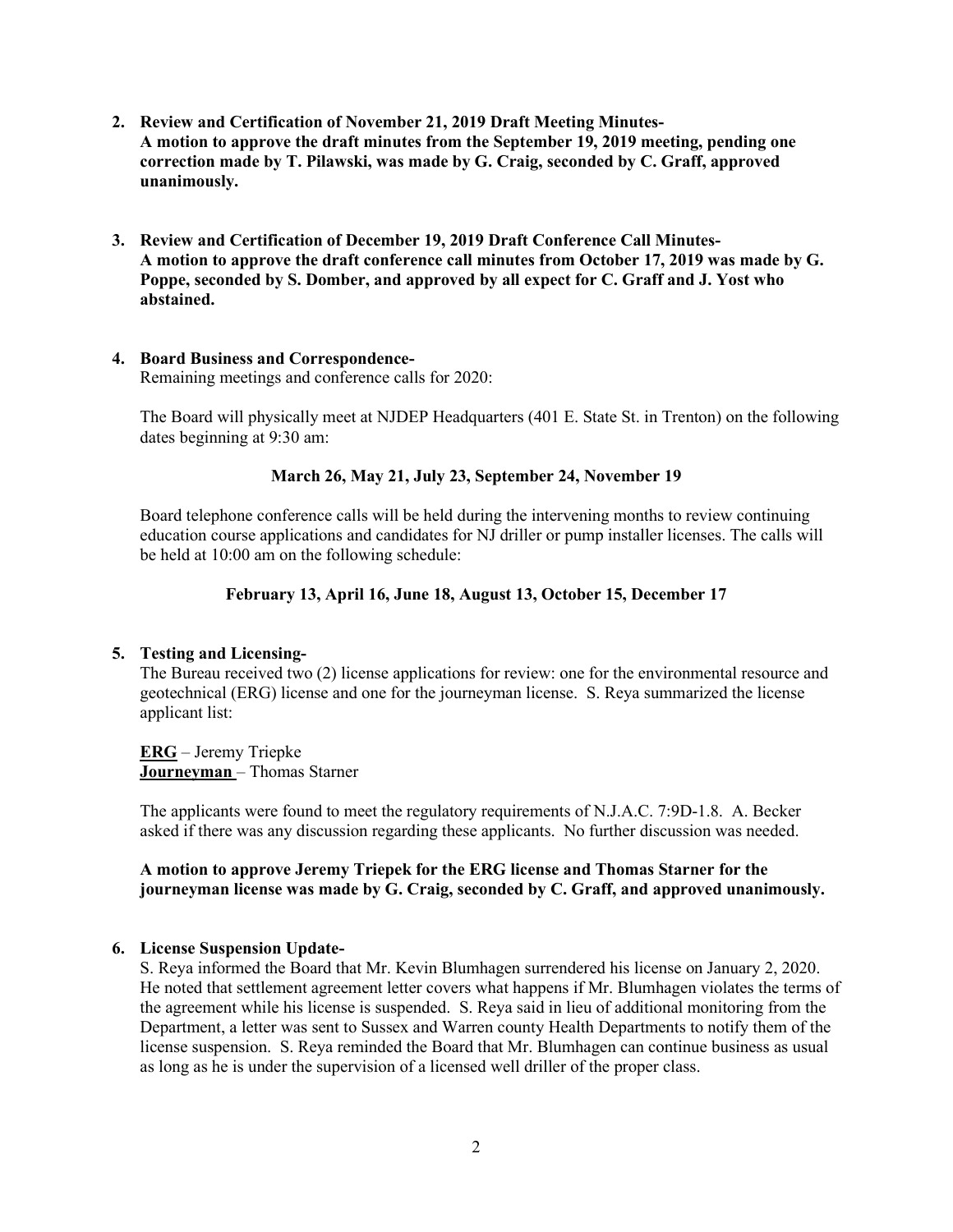**2. Review and Certification of November 21, 2019 Draft Meeting Minutes-**
**A motion to approve the draft minutes from the September 19, 2019 meeting, pending one correction made by T. Pilawski, was made by G. Craig, seconded by C. Graff, approved unanimously.**

**3. Review and Certification of December 19, 2019 Draft Conference Call Minutes-**
**A motion to approve the draft conference call minutes from October 17, 2019 was made by G. Poppe, seconded by S. Domber, and approved by all expect for C. Graff and J. Yost who abstained.**

**4. Board Business and Correspondence-**
Remaining meetings and conference calls for 2020:

The Board will physically meet at NJDEP Headquarters (401 E. State St. in Trenton) on the following dates beginning at 9:30 am:

**March 26, May 21, July 23, September 24, November 19**

Board telephone conference calls will be held during the intervening months to review continuing education course applications and candidates for NJ driller or pump installer licenses. The calls will be held at 10:00 am on the following schedule:

**February 13, April 16, June 18, August 13, October 15, December 17**

**5. Testing and Licensing-**
The Bureau received two (2) license applications for review: one for the environmental resource and geotechnical (ERG) license and one for the journeyman license. S. Reya summarized the license applicant list:

**ERG** – Jeremy Triepke
**Journeyman** – Thomas Starner

The applicants were found to meet the regulatory requirements of N.J.A.C. 7:9D-1.8. A. Becker asked if there was any discussion regarding these applicants. No further discussion was needed.

**A motion to approve Jeremy Triepek for the ERG license and Thomas Starner for the journeyman license was made by G. Craig, seconded by C. Graff, and approved unanimously.**

**6. License Suspension Update-**
S. Reya informed the Board that Mr. Kevin Blumhagen surrendered his license on January 2, 2020. He noted that settlement agreement letter covers what happens if Mr. Blumhagen violates the terms of the agreement while his license is suspended. S. Reya said in lieu of additional monitoring from the Department, a letter was sent to Sussex and Warren county Health Departments to notify them of the license suspension. S. Reya reminded the Board that Mr. Blumhagen can continue business as usual as long as he is under the supervision of a licensed well driller of the proper class.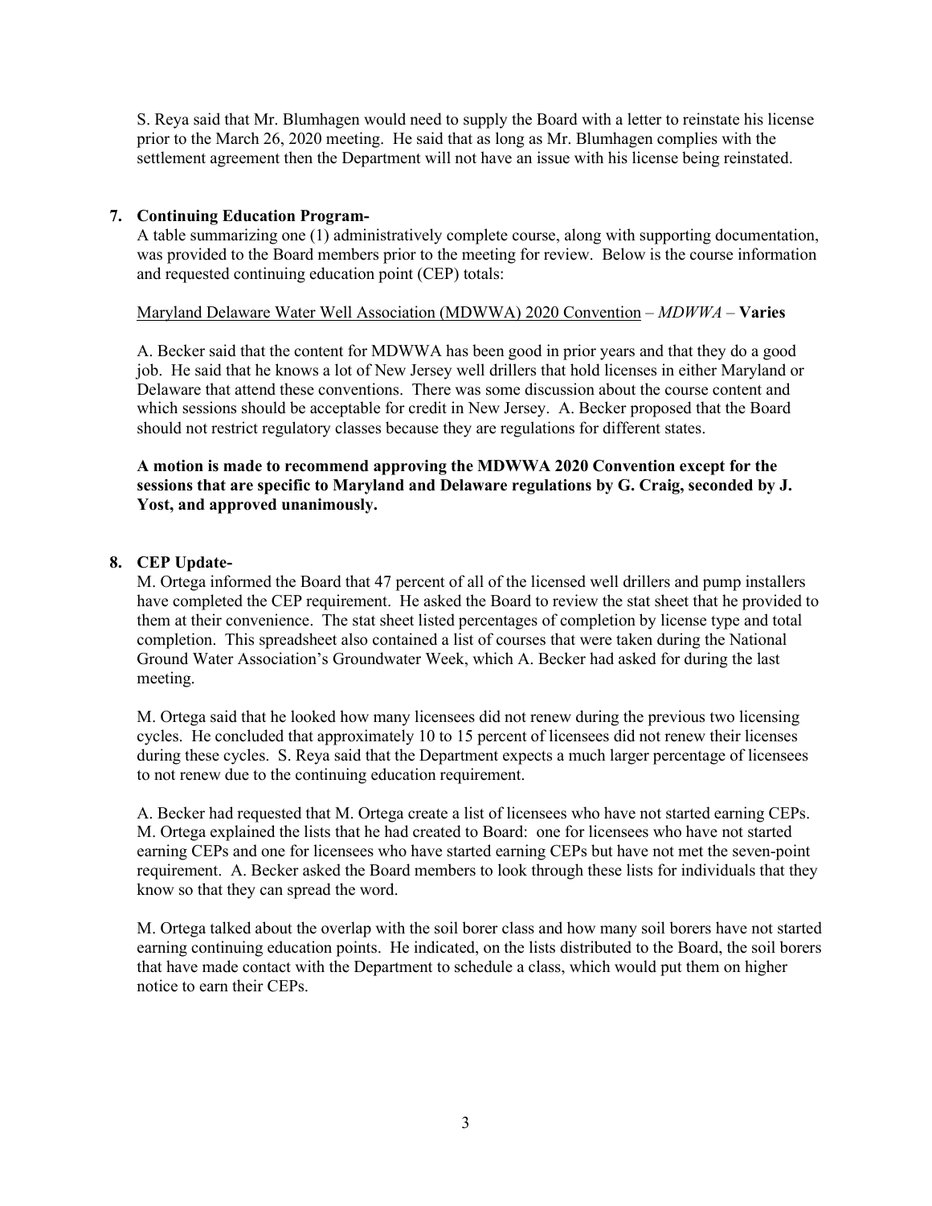S. Reya said that Mr. Blumhagen would need to supply the Board with a letter to reinstate his license prior to the March 26, 2020 meeting. He said that as long as Mr. Blumhagen complies with the settlement agreement then the Department will not have an issue with his license being reinstated.

**7. Continuing Education Program-**

A table summarizing one (1) administratively complete course, along with supporting documentation, was provided to the Board members prior to the meeting for review. Below is the course information and requested continuing education point (CEP) totals:

Maryland Delaware Water Well Association (MDWWA) 2020 Convention – *MDWWA* – **Varies**

A. Becker said that the content for MDWWA has been good in prior years and that they do a good job. He said that he knows a lot of New Jersey well drillers that hold licenses in either Maryland or Delaware that attend these conventions. There was some discussion about the course content and which sessions should be acceptable for credit in New Jersey. A. Becker proposed that the Board should not restrict regulatory classes because they are regulations for different states.

**A motion is made to recommend approving the MDWWA 2020 Convention except for the sessions that are specific to Maryland and Delaware regulations by G. Craig, seconded by J. Yost, and approved unanimously.**

**8. CEP Update-**

M. Ortega informed the Board that 47 percent of all of the licensed well drillers and pump installers have completed the CEP requirement. He asked the Board to review the stat sheet that he provided to them at their convenience. The stat sheet listed percentages of completion by license type and total completion. This spreadsheet also contained a list of courses that were taken during the National Ground Water Association's Groundwater Week, which A. Becker had asked for during the last meeting.

M. Ortega said that he looked how many licensees did not renew during the previous two licensing cycles. He concluded that approximately 10 to 15 percent of licensees did not renew their licenses during these cycles. S. Reya said that the Department expects a much larger percentage of licensees to not renew due to the continuing education requirement.

A. Becker had requested that M. Ortega create a list of licensees who have not started earning CEPs. M. Ortega explained the lists that he had created to Board: one for licensees who have not started earning CEPs and one for licensees who have started earning CEPs but have not met the seven-point requirement. A. Becker asked the Board members to look through these lists for individuals that they know so that they can spread the word.

M. Ortega talked about the overlap with the soil borer class and how many soil borers have not started earning continuing education points. He indicated, on the lists distributed to the Board, the soil borers that have made contact with the Department to schedule a class, which would put them on higher notice to earn their CEPs.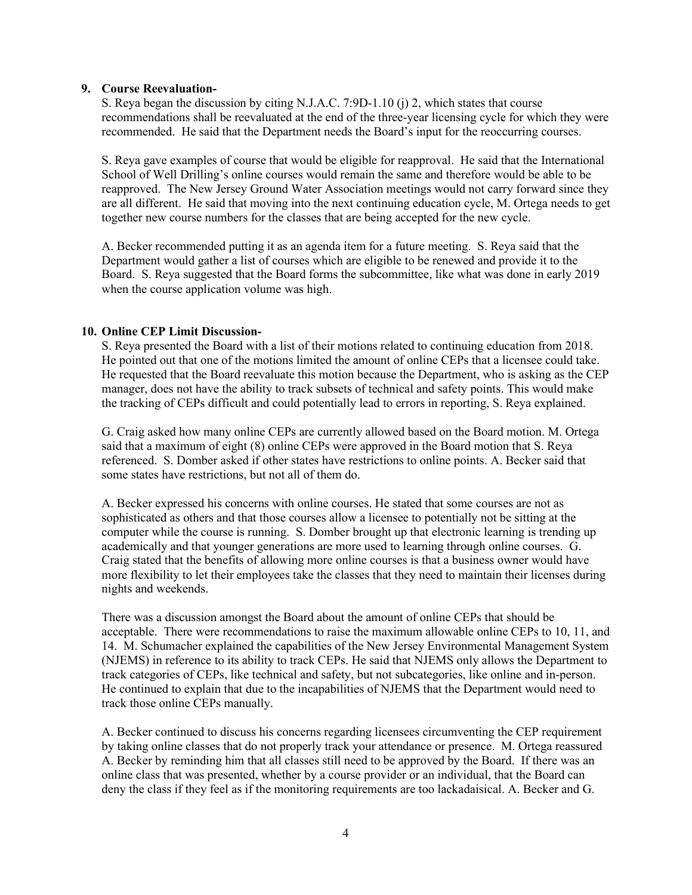**9. Course Reevaluation-**

S. Reya began the discussion by citing N.J.A.C. 7:9D-1.10 (j) 2, which states that course recommendations shall be reevaluated at the end of the three-year licensing cycle for which they were recommended. He said that the Department needs the Board's input for the reoccurring courses.

S. Reya gave examples of course that would be eligible for reapproval. He said that the International School of Well Drilling's online courses would remain the same and therefore would be able to be reapproved. The New Jersey Ground Water Association meetings would not carry forward since they are all different. He said that moving into the next continuing education cycle, M. Ortega needs to get together new course numbers for the classes that are being accepted for the new cycle.

A. Becker recommended putting it as an agenda item for a future meeting. S. Reya said that the Department would gather a list of courses which are eligible to be renewed and provide it to the Board. S. Reya suggested that the Board forms the subcommittee, like what was done in early 2019 when the course application volume was high.

**10. Online CEP Limit Discussion-**

S. Reya presented the Board with a list of their motions related to continuing education from 2018. He pointed out that one of the motions limited the amount of online CEPs that a licensee could take. He requested that the Board reevaluate this motion because the Department, who is asking as the CEP manager, does not have the ability to track subsets of technical and safety points. This would make the tracking of CEPs difficult and could potentially lead to errors in reporting, S. Reya explained.

G. Craig asked how many online CEPs are currently allowed based on the Board motion. M. Ortega said that a maximum of eight (8) online CEPs were approved in the Board motion that S. Reya referenced. S. Domber asked if other states have restrictions to online points. A. Becker said that some states have restrictions, but not all of them do.

A. Becker expressed his concerns with online courses. He stated that some courses are not as sophisticated as others and that those courses allow a licensee to potentially not be sitting at the computer while the course is running. S. Domber brought up that electronic learning is trending up academically and that younger generations are more used to learning through online courses. G. Craig stated that the benefits of allowing more online courses is that a business owner would have more flexibility to let their employees take the classes that they need to maintain their licenses during nights and weekends.

There was a discussion amongst the Board about the amount of online CEPs that should be acceptable. There were recommendations to raise the maximum allowable online CEPs to 10, 11, and 14. M. Schumacher explained the capabilities of the New Jersey Environmental Management System (NJEMS) in reference to its ability to track CEPs. He said that NJEMS only allows the Department to track categories of CEPs, like technical and safety, but not subcategories, like online and in-person. He continued to explain that due to the incapabilities of NJEMS that the Department would need to track those online CEPs manually.

A. Becker continued to discuss his concerns regarding licensees circumventing the CEP requirement by taking online classes that do not properly track your attendance or presence. M. Ortega reassured A. Becker by reminding him that all classes still need to be approved by the Board. If there was an online class that was presented, whether by a course provider or an individual, that the Board can deny the class if they feel as if the monitoring requirements are too lackadaisical. A. Becker and G.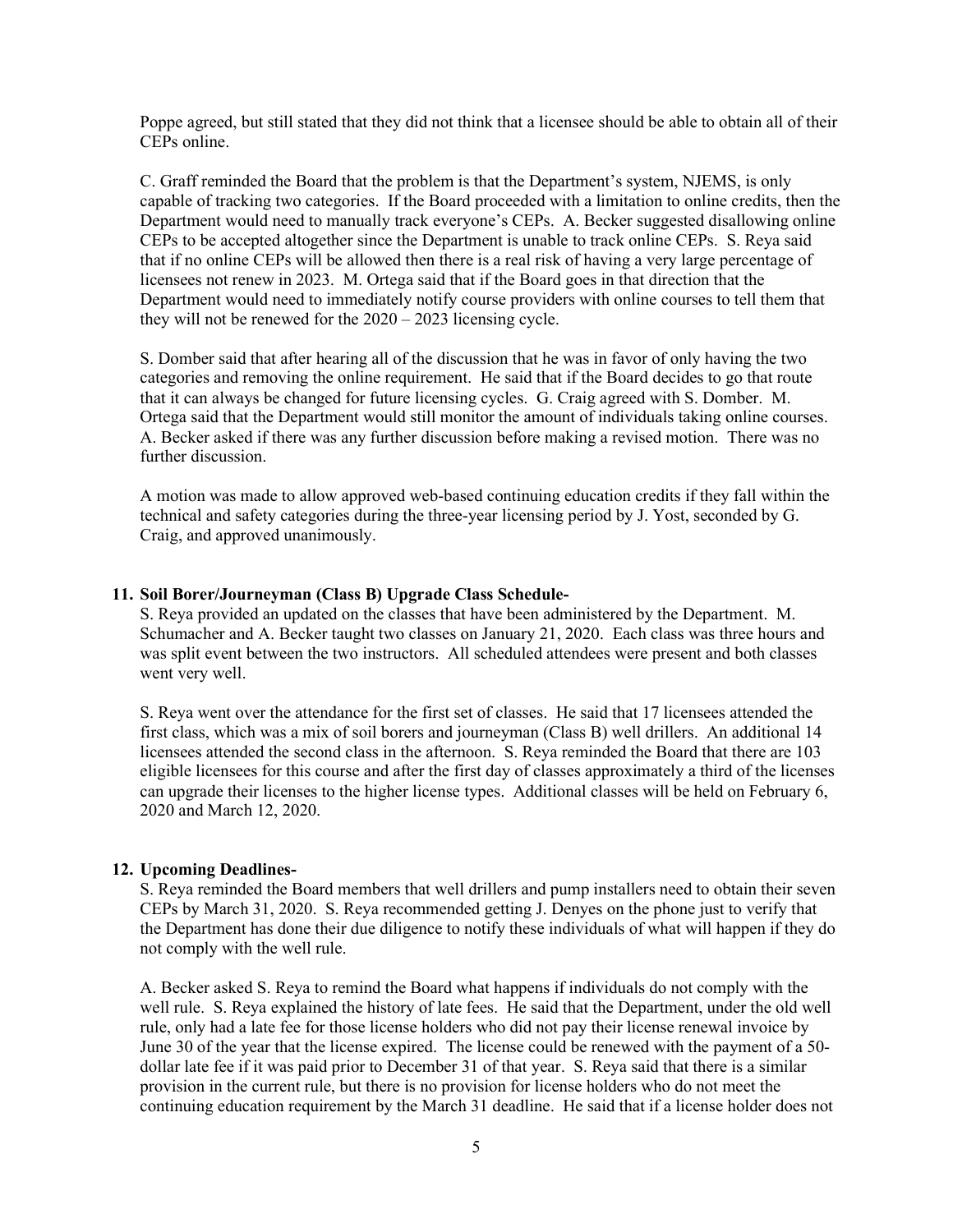Poppe agreed, but still stated that they did not think that a licensee should be able to obtain all of their CEPs online.

C. Graff reminded the Board that the problem is that the Department's system, NJEMS, is only capable of tracking two categories. If the Board proceeded with a limitation to online credits, then the Department would need to manually track everyone's CEPs. A. Becker suggested disallowing online CEPs to be accepted altogether since the Department is unable to track online CEPs. S. Reya said that if no online CEPs will be allowed then there is a real risk of having a very large percentage of licensees not renew in 2023. M. Ortega said that if the Board goes in that direction that the Department would need to immediately notify course providers with online courses to tell them that they will not be renewed for the 2020 – 2023 licensing cycle.

S. Domber said that after hearing all of the discussion that he was in favor of only having the two categories and removing the online requirement. He said that if the Board decides to go that route that it can always be changed for future licensing cycles. G. Craig agreed with S. Domber. M. Ortega said that the Department would still monitor the amount of individuals taking online courses. A. Becker asked if there was any further discussion before making a revised motion. There was no further discussion.

A motion was made to allow approved web-based continuing education credits if they fall within the technical and safety categories during the three-year licensing period by J. Yost, seconded by G. Craig, and approved unanimously.

**11. Soil Borer/Journeyman (Class B) Upgrade Class Schedule-**

S. Reya provided an updated on the classes that have been administered by the Department. M. Schumacher and A. Becker taught two classes on January 21, 2020. Each class was three hours and was split event between the two instructors. All scheduled attendees were present and both classes went very well.

S. Reya went over the attendance for the first set of classes. He said that 17 licensees attended the first class, which was a mix of soil borers and journeyman (Class B) well drillers. An additional 14 licensees attended the second class in the afternoon. S. Reya reminded the Board that there are 103 eligible licensees for this course and after the first day of classes approximately a third of the licenses can upgrade their licenses to the higher license types. Additional classes will be held on February 6, 2020 and March 12, 2020.

**12. Upcoming Deadlines-**

S. Reya reminded the Board members that well drillers and pump installers need to obtain their seven CEPs by March 31, 2020. S. Reya recommended getting J. Denyes on the phone just to verify that the Department has done their due diligence to notify these individuals of what will happen if they do not comply with the well rule.

A. Becker asked S. Reya to remind the Board what happens if individuals do not comply with the well rule. S. Reya explained the history of late fees. He said that the Department, under the old well rule, only had a late fee for those license holders who did not pay their license renewal invoice by June 30 of the year that the license expired. The license could be renewed with the payment of a 50-dollar late fee if it was paid prior to December 31 of that year. S. Reya said that there is a similar provision in the current rule, but there is no provision for license holders who do not meet the continuing education requirement by the March 31 deadline. He said that if a license holder does not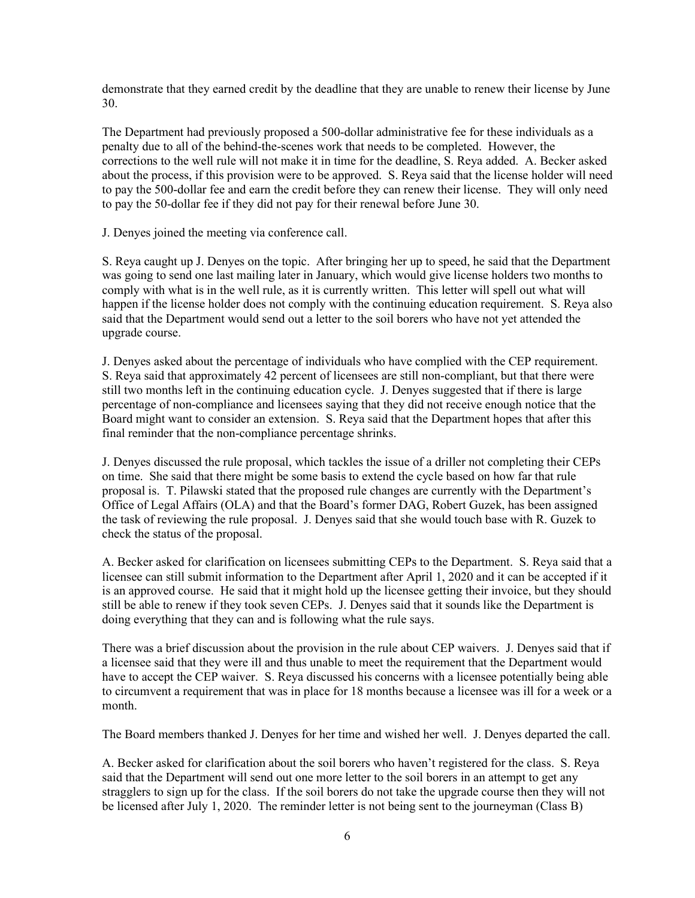demonstrate that they earned credit by the deadline that they are unable to renew their license by June 30.

The Department had previously proposed a 500-dollar administrative fee for these individuals as a penalty due to all of the behind-the-scenes work that needs to be completed. However, the corrections to the well rule will not make it in time for the deadline, S. Reya added. A. Becker asked about the process, if this provision were to be approved. S. Reya said that the license holder will need to pay the 500-dollar fee and earn the credit before they can renew their license. They will only need to pay the 50-dollar fee if they did not pay for their renewal before June 30.

J. Denyes joined the meeting via conference call.

S. Reya caught up J. Denyes on the topic. After bringing her up to speed, he said that the Department was going to send one last mailing later in January, which would give license holders two months to comply with what is in the well rule, as it is currently written. This letter will spell out what will happen if the license holder does not comply with the continuing education requirement. S. Reya also said that the Department would send out a letter to the soil borers who have not yet attended the upgrade course.

J. Denyes asked about the percentage of individuals who have complied with the CEP requirement. S. Reya said that approximately 42 percent of licensees are still non-compliant, but that there were still two months left in the continuing education cycle. J. Denyes suggested that if there is large percentage of non-compliance and licensees saying that they did not receive enough notice that the Board might want to consider an extension. S. Reya said that the Department hopes that after this final reminder that the non-compliance percentage shrinks.

J. Denyes discussed the rule proposal, which tackles the issue of a driller not completing their CEPs on time. She said that there might be some basis to extend the cycle based on how far that rule proposal is. T. Pilawski stated that the proposed rule changes are currently with the Department's Office of Legal Affairs (OLA) and that the Board's former DAG, Robert Guzek, has been assigned the task of reviewing the rule proposal. J. Denyes said that she would touch base with R. Guzek to check the status of the proposal.

A. Becker asked for clarification on licensees submitting CEPs to the Department. S. Reya said that a licensee can still submit information to the Department after April 1, 2020 and it can be accepted if it is an approved course. He said that it might hold up the licensee getting their invoice, but they should still be able to renew if they took seven CEPs. J. Denyes said that it sounds like the Department is doing everything that they can and is following what the rule says.

There was a brief discussion about the provision in the rule about CEP waivers. J. Denyes said that if a licensee said that they were ill and thus unable to meet the requirement that the Department would have to accept the CEP waiver. S. Reya discussed his concerns with a licensee potentially being able to circumvent a requirement that was in place for 18 months because a licensee was ill for a week or a month.

The Board members thanked J. Denyes for her time and wished her well. J. Denyes departed the call.

A. Becker asked for clarification about the soil borers who haven't registered for the class. S. Reya said that the Department will send out one more letter to the soil borers in an attempt to get any stragglers to sign up for the class. If the soil borers do not take the upgrade course then they will not be licensed after July 1, 2020. The reminder letter is not being sent to the journeyman (Class B)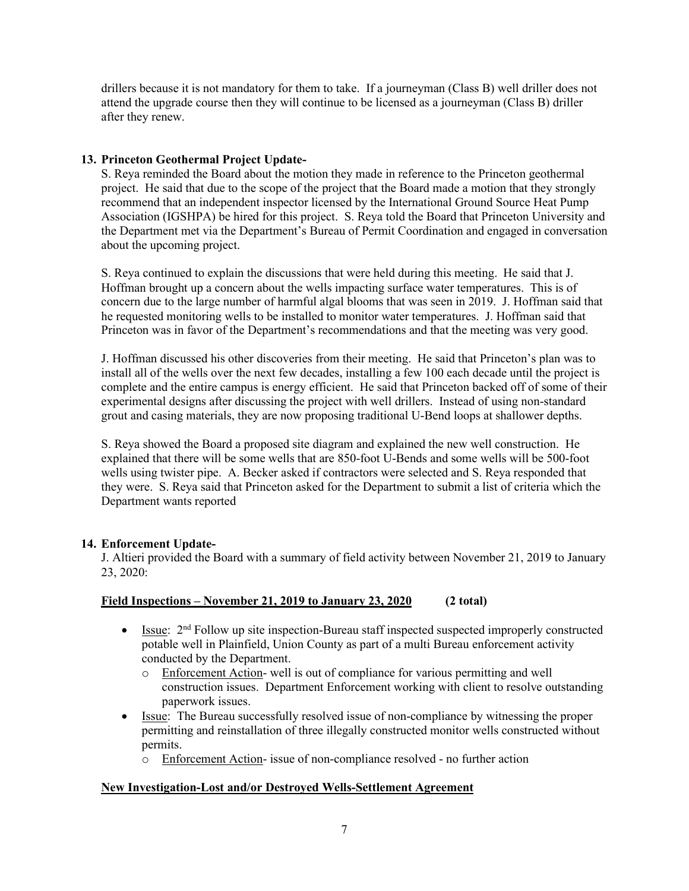drillers because it is not mandatory for them to take. If a journeyman (Class B) well driller does not attend the upgrade course then they will continue to be licensed as a journeyman (Class B) driller after they renew.

**13. Princeton Geothermal Project Update-**

S. Reya reminded the Board about the motion they made in reference to the Princeton geothermal project. He said that due to the scope of the project that the Board made a motion that they strongly recommend that an independent inspector licensed by the International Ground Source Heat Pump Association (IGSHPA) be hired for this project. S. Reya told the Board that Princeton University and the Department met via the Department's Bureau of Permit Coordination and engaged in conversation about the upcoming project.

S. Reya continued to explain the discussions that were held during this meeting. He said that J. Hoffman brought up a concern about the wells impacting surface water temperatures. This is of concern due to the large number of harmful algal blooms that was seen in 2019. J. Hoffman said that he requested monitoring wells to be installed to monitor water temperatures. J. Hoffman said that Princeton was in favor of the Department's recommendations and that the meeting was very good.

J. Hoffman discussed his other discoveries from their meeting. He said that Princeton's plan was to install all of the wells over the next few decades, installing a few 100 each decade until the project is complete and the entire campus is energy efficient. He said that Princeton backed off of some of their experimental designs after discussing the project with well drillers. Instead of using non-standard grout and casing materials, they are now proposing traditional U-Bend loops at shallower depths.

S. Reya showed the Board a proposed site diagram and explained the new well construction. He explained that there will be some wells that are 850-foot U-Bends and some wells will be 500-foot wells using twister pipe. A. Becker asked if contractors were selected and S. Reya responded that they were. S. Reya said that Princeton asked for the Department to submit a list of criteria which the Department wants reported

**14. Enforcement Update-**

J. Altieri provided the Board with a summary of field activity between November 21, 2019 to January 23, 2020:

**<u>Field Inspections – November 21, 2019 to January 23, 2020</u> (2 total)**

- <u>Issue</u>: 2nd Follow up site inspection-Bureau staff inspected suspected improperly constructed potable well in Plainfield, Union County as part of a multi Bureau enforcement activity conducted by the Department.
  - <u>Enforcement Action</u>- well is out of compliance for various permitting and well construction issues. Department Enforcement working with client to resolve outstanding paperwork issues.
- <u>Issue</u>: The Bureau successfully resolved issue of non-compliance by witnessing the proper permitting and reinstallation of three illegally constructed monitor wells constructed without permits.
  - <u>Enforcement Action</u>- issue of non-compliance resolved - no further action

**<u>New Investigation-Lost and/or Destroyed Wells-Settlement Agreement</u>**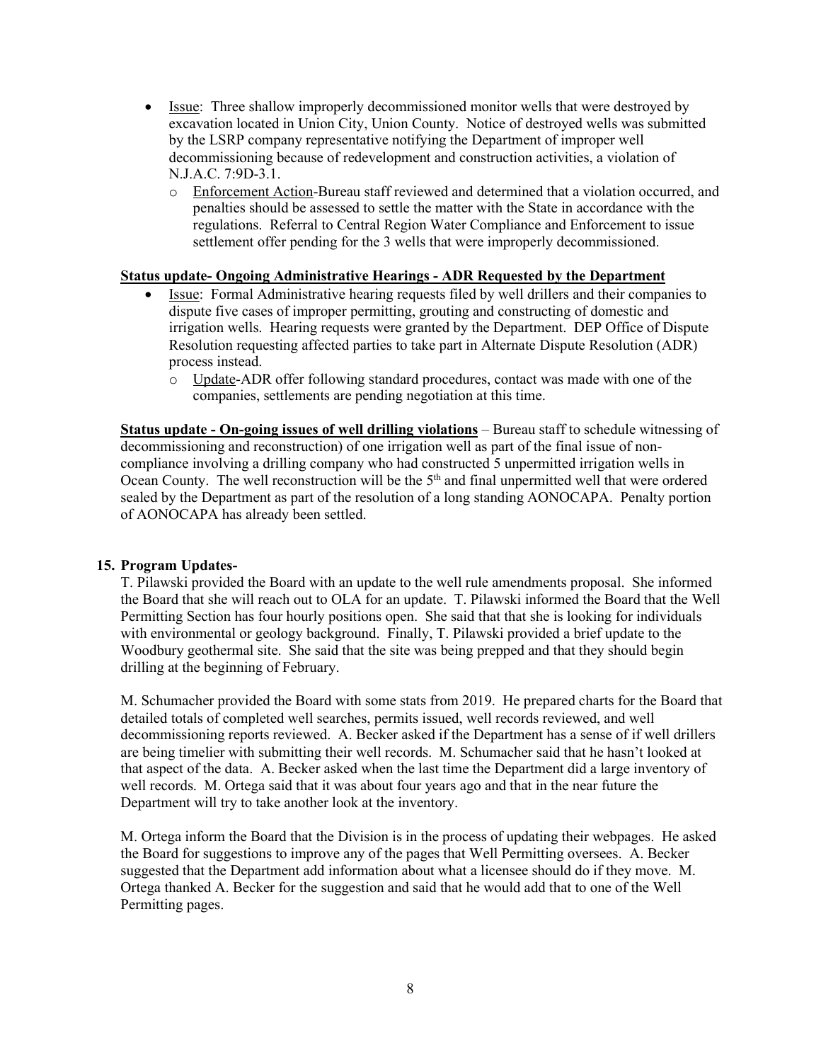- Issue: Three shallow improperly decommissioned monitor wells that were destroyed by excavation located in Union City, Union County. Notice of destroyed wells was submitted by the LSRP company representative notifying the Department of improper well decommissioning because of redevelopment and construction activities, a violation of N.J.A.C. 7:9D-3.1.
  - Enforcement Action-Bureau staff reviewed and determined that a violation occurred, and penalties should be assessed to settle the matter with the State in accordance with the regulations. Referral to Central Region Water Compliance and Enforcement to issue settlement offer pending for the 3 wells that were improperly decommissioned.

**Status update- Ongoing Administrative Hearings - ADR Requested by the Department**

- Issue: Formal Administrative hearing requests filed by well drillers and their companies to dispute five cases of improper permitting, grouting and constructing of domestic and irrigation wells. Hearing requests were granted by the Department. DEP Office of Dispute Resolution requesting affected parties to take part in Alternate Dispute Resolution (ADR) process instead.
  - Update-ADR offer following standard procedures, contact was made with one of the companies, settlements are pending negotiation at this time.

**Status update - On-going issues of well drilling violations** – Bureau staff to schedule witnessing of decommissioning and reconstruction) of one irrigation well as part of the final issue of non-compliance involving a drilling company who had constructed 5 unpermitted irrigation wells in Ocean County. The well reconstruction will be the 5th and final unpermitted well that were ordered sealed by the Department as part of the resolution of a long standing AONOCAPA. Penalty portion of AONOCAPA has already been settled.

**15. Program Updates-**

T. Pilawski provided the Board with an update to the well rule amendments proposal. She informed the Board that she will reach out to OLA for an update. T. Pilawski informed the Board that the Well Permitting Section has four hourly positions open. She said that that she is looking for individuals with environmental or geology background. Finally, T. Pilawski provided a brief update to the Woodbury geothermal site. She said that the site was being prepped and that they should begin drilling at the beginning of February.

M. Schumacher provided the Board with some stats from 2019. He prepared charts for the Board that detailed totals of completed well searches, permits issued, well records reviewed, and well decommissioning reports reviewed. A. Becker asked if the Department has a sense of if well drillers are being timelier with submitting their well records. M. Schumacher said that he hasn't looked at that aspect of the data. A. Becker asked when the last time the Department did a large inventory of well records. M. Ortega said that it was about four years ago and that in the near future the Department will try to take another look at the inventory.

M. Ortega inform the Board that the Division is in the process of updating their webpages. He asked the Board for suggestions to improve any of the pages that Well Permitting oversees. A. Becker suggested that the Department add information about what a licensee should do if they move. M. Ortega thanked A. Becker for the suggestion and said that he would add that to one of the Well Permitting pages.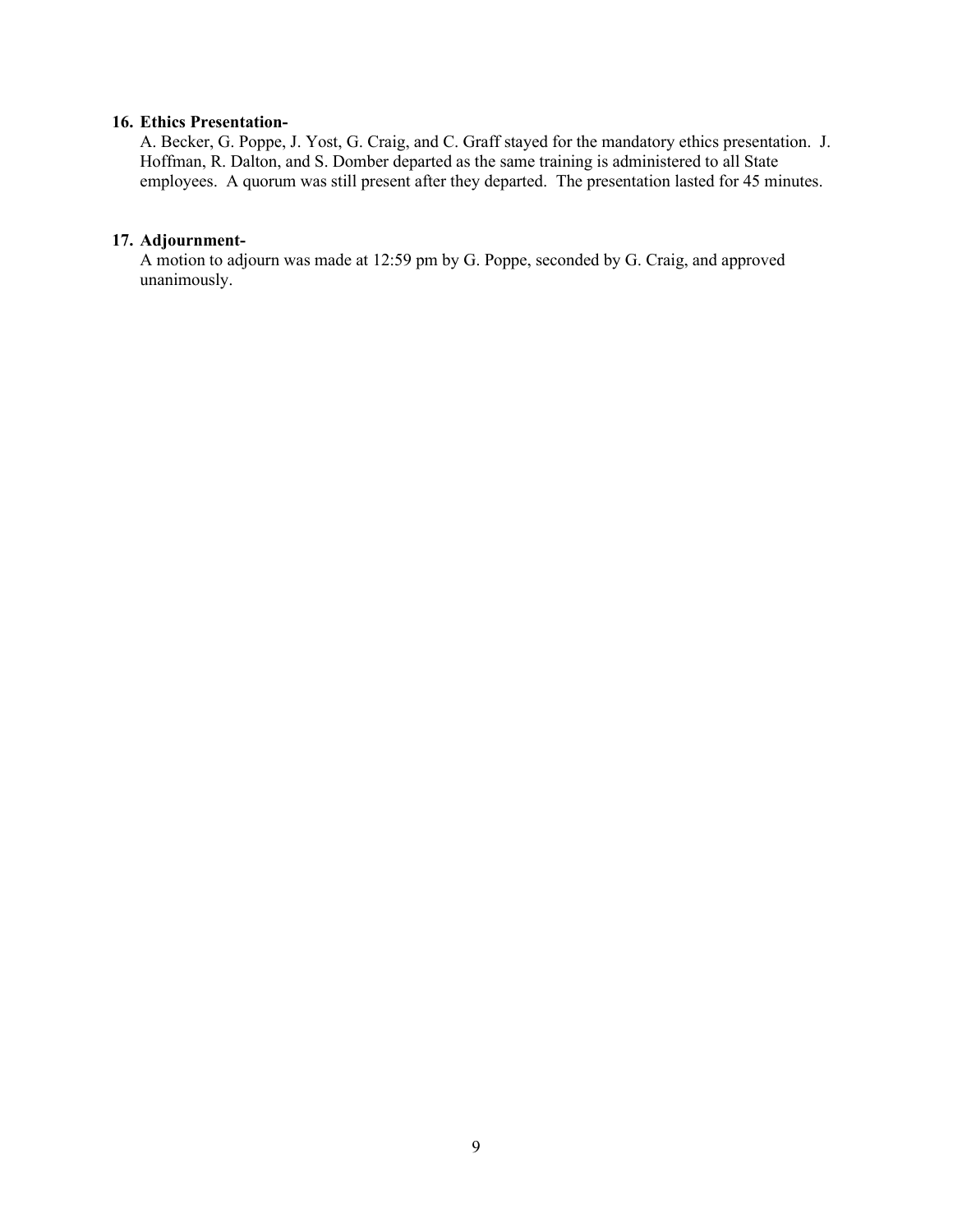16. **Ethics Presentation-**
    A. Becker, G. Poppe, J. Yost, G. Craig, and C. Graff stayed for the mandatory ethics presentation. J. Hoffman, R. Dalton, and S. Domber departed as the same training is administered to all State employees. A quorum was still present after they departed. The presentation lasted for 45 minutes.

17. **Adjournment-**
    A motion to adjourn was made at 12:59 pm by G. Poppe, seconded by G. Craig, and approved unanimously.